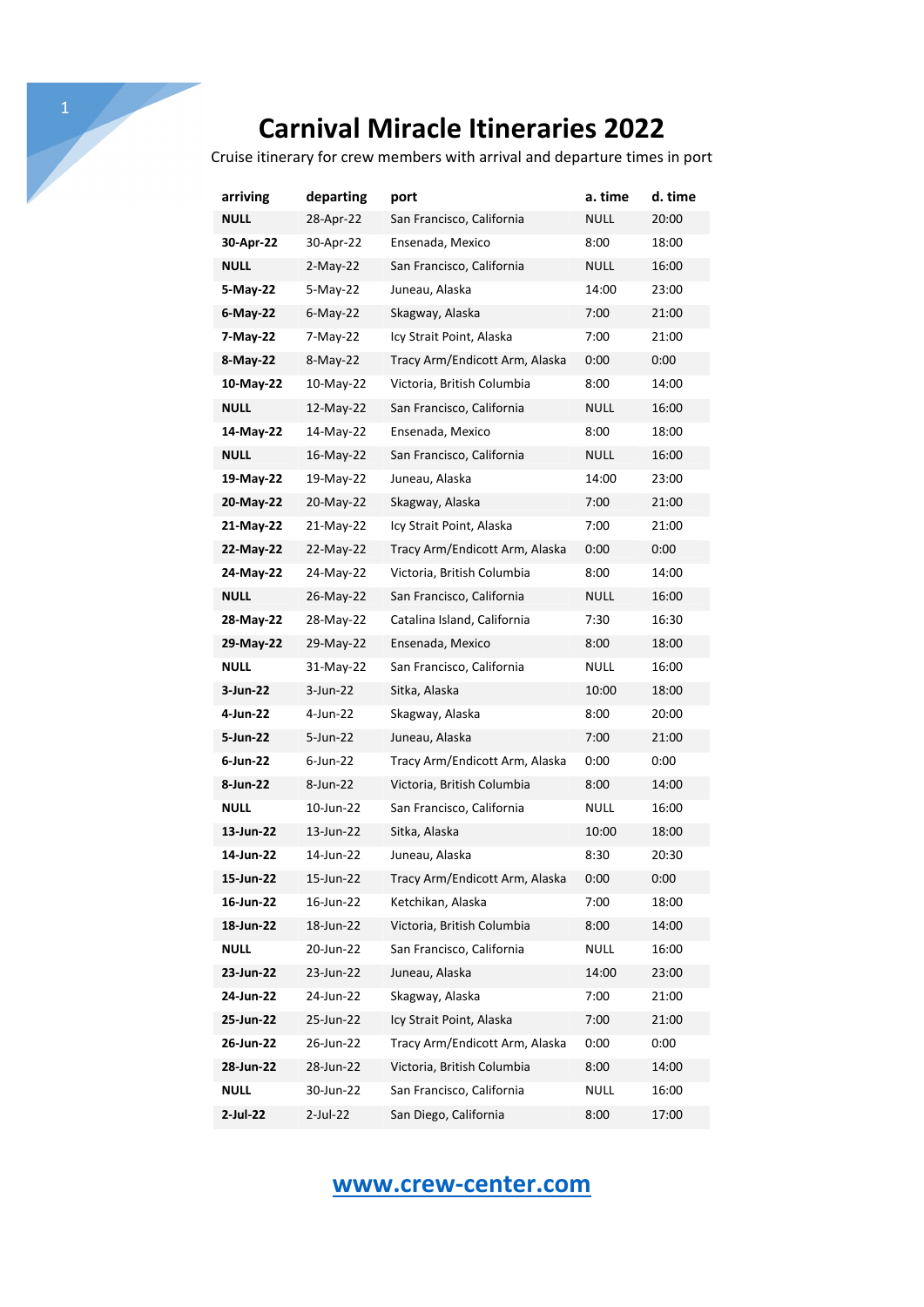# Carnival Miracle Itineraries 2022

Cruise itinerary for crew members with arrival and departure times in port

| arriving | departing | port | a. time | d. time |
|---|---|---|---|---|
| **NULL** | 28-Apr-22 | San Francisco, California | NULL | 20:00 |
| **30-Apr-22** | 30-Apr-22 | Ensenada, Mexico | 8:00 | 18:00 |
| **NULL** | 2-May-22 | San Francisco, California | NULL | 16:00 |
| **5-May-22** | 5-May-22 | Juneau, Alaska | 14:00 | 23:00 |
| **6-May-22** | 6-May-22 | Skagway, Alaska | 7:00 | 21:00 |
| **7-May-22** | 7-May-22 | Icy Strait Point, Alaska | 7:00 | 21:00 |
| **8-May-22** | 8-May-22 | Tracy Arm/Endicott Arm, Alaska | 0:00 | 0:00 |
| **10-May-22** | 10-May-22 | Victoria, British Columbia | 8:00 | 14:00 |
| **NULL** | 12-May-22 | San Francisco, California | NULL | 16:00 |
| **14-May-22** | 14-May-22 | Ensenada, Mexico | 8:00 | 18:00 |
| **NULL** | 16-May-22 | San Francisco, California | NULL | 16:00 |
| **19-May-22** | 19-May-22 | Juneau, Alaska | 14:00 | 23:00 |
| **20-May-22** | 20-May-22 | Skagway, Alaska | 7:00 | 21:00 |
| **21-May-22** | 21-May-22 | Icy Strait Point, Alaska | 7:00 | 21:00 |
| **22-May-22** | 22-May-22 | Tracy Arm/Endicott Arm, Alaska | 0:00 | 0:00 |
| **24-May-22** | 24-May-22 | Victoria, British Columbia | 8:00 | 14:00 |
| **NULL** | 26-May-22 | San Francisco, California | NULL | 16:00 |
| **28-May-22** | 28-May-22 | Catalina Island, California | 7:30 | 16:30 |
| **29-May-22** | 29-May-22 | Ensenada, Mexico | 8:00 | 18:00 |
| **NULL** | 31-May-22 | San Francisco, California | NULL | 16:00 |
| **3-Jun-22** | 3-Jun-22 | Sitka, Alaska | 10:00 | 18:00 |
| **4-Jun-22** | 4-Jun-22 | Skagway, Alaska | 8:00 | 20:00 |
| **5-Jun-22** | 5-Jun-22 | Juneau, Alaska | 7:00 | 21:00 |
| **6-Jun-22** | 6-Jun-22 | Tracy Arm/Endicott Arm, Alaska | 0:00 | 0:00 |
| **8-Jun-22** | 8-Jun-22 | Victoria, British Columbia | 8:00 | 14:00 |
| **NULL** | 10-Jun-22 | San Francisco, California | NULL | 16:00 |
| **13-Jun-22** | 13-Jun-22 | Sitka, Alaska | 10:00 | 18:00 |
| **14-Jun-22** | 14-Jun-22 | Juneau, Alaska | 8:30 | 20:30 |
| **15-Jun-22** | 15-Jun-22 | Tracy Arm/Endicott Arm, Alaska | 0:00 | 0:00 |
| **16-Jun-22** | 16-Jun-22 | Ketchikan, Alaska | 7:00 | 18:00 |
| **18-Jun-22** | 18-Jun-22 | Victoria, British Columbia | 8:00 | 14:00 |
| **NULL** | 20-Jun-22 | San Francisco, California | NULL | 16:00 |
| **23-Jun-22** | 23-Jun-22 | Juneau, Alaska | 14:00 | 23:00 |
| **24-Jun-22** | 24-Jun-22 | Skagway, Alaska | 7:00 | 21:00 |
| **25-Jun-22** | 25-Jun-22 | Icy Strait Point, Alaska | 7:00 | 21:00 |
| **26-Jun-22** | 26-Jun-22 | Tracy Arm/Endicott Arm, Alaska | 0:00 | 0:00 |
| **28-Jun-22** | 28-Jun-22 | Victoria, British Columbia | 8:00 | 14:00 |
| **NULL** | 30-Jun-22 | San Francisco, California | NULL | 16:00 |
| **2-Jul-22** | 2-Jul-22 | San Diego, California | 8:00 | 17:00 |

www.crew-center.com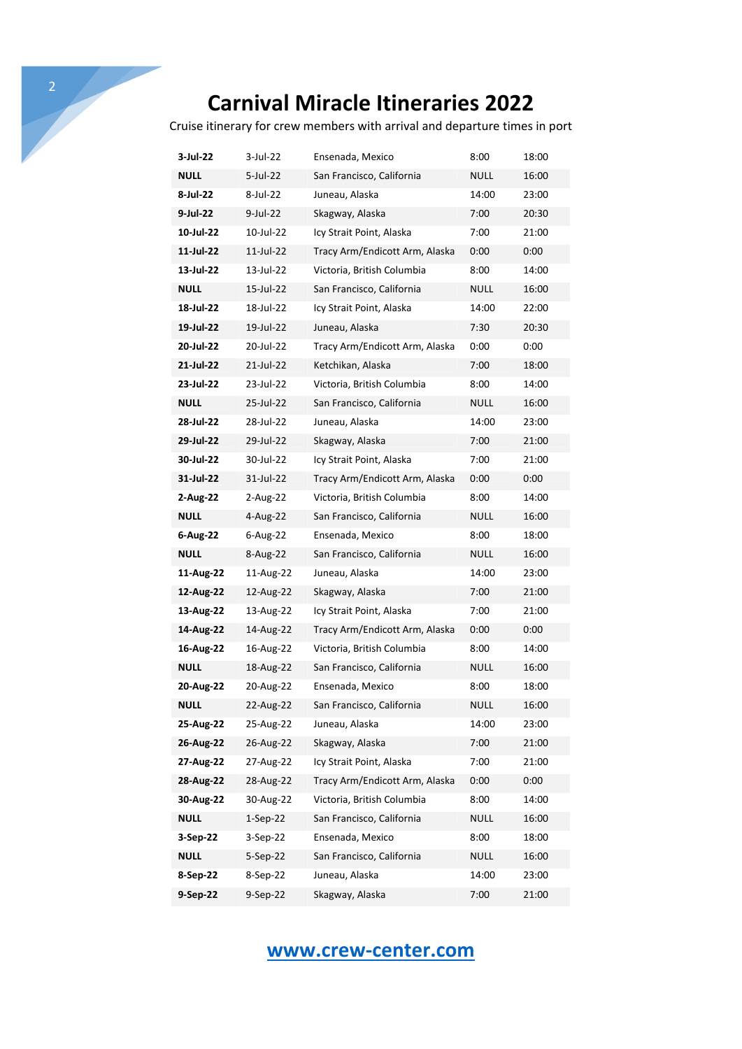# Carnival Miracle Itineraries 2022

Cruise itinerary for crew members with arrival and departure times in port

| | | | | |
|---|---|---|---|---|
| **3-Jul-22** | 3-Jul-22 | Ensenada, Mexico | 8:00 | 18:00 |
| **NULL** | 5-Jul-22 | San Francisco, California | NULL | 16:00 |
| **8-Jul-22** | 8-Jul-22 | Juneau, Alaska | 14:00 | 23:00 |
| **9-Jul-22** | 9-Jul-22 | Skagway, Alaska | 7:00 | 20:30 |
| **10-Jul-22** | 10-Jul-22 | Icy Strait Point, Alaska | 7:00 | 21:00 |
| **11-Jul-22** | 11-Jul-22 | Tracy Arm/Endicott Arm, Alaska | 0:00 | 0:00 |
| **13-Jul-22** | 13-Jul-22 | Victoria, British Columbia | 8:00 | 14:00 |
| **NULL** | 15-Jul-22 | San Francisco, California | NULL | 16:00 |
| **18-Jul-22** | 18-Jul-22 | Icy Strait Point, Alaska | 14:00 | 22:00 |
| **19-Jul-22** | 19-Jul-22 | Juneau, Alaska | 7:30 | 20:30 |
| **20-Jul-22** | 20-Jul-22 | Tracy Arm/Endicott Arm, Alaska | 0:00 | 0:00 |
| **21-Jul-22** | 21-Jul-22 | Ketchikan, Alaska | 7:00 | 18:00 |
| **23-Jul-22** | 23-Jul-22 | Victoria, British Columbia | 8:00 | 14:00 |
| **NULL** | 25-Jul-22 | San Francisco, California | NULL | 16:00 |
| **28-Jul-22** | 28-Jul-22 | Juneau, Alaska | 14:00 | 23:00 |
| **29-Jul-22** | 29-Jul-22 | Skagway, Alaska | 7:00 | 21:00 |
| **30-Jul-22** | 30-Jul-22 | Icy Strait Point, Alaska | 7:00 | 21:00 |
| **31-Jul-22** | 31-Jul-22 | Tracy Arm/Endicott Arm, Alaska | 0:00 | 0:00 |
| **2-Aug-22** | 2-Aug-22 | Victoria, British Columbia | 8:00 | 14:00 |
| **NULL** | 4-Aug-22 | San Francisco, California | NULL | 16:00 |
| **6-Aug-22** | 6-Aug-22 | Ensenada, Mexico | 8:00 | 18:00 |
| **NULL** | 8-Aug-22 | San Francisco, California | NULL | 16:00 |
| **11-Aug-22** | 11-Aug-22 | Juneau, Alaska | 14:00 | 23:00 |
| **12-Aug-22** | 12-Aug-22 | Skagway, Alaska | 7:00 | 21:00 |
| **13-Aug-22** | 13-Aug-22 | Icy Strait Point, Alaska | 7:00 | 21:00 |
| **14-Aug-22** | 14-Aug-22 | Tracy Arm/Endicott Arm, Alaska | 0:00 | 0:00 |
| **16-Aug-22** | 16-Aug-22 | Victoria, British Columbia | 8:00 | 14:00 |
| **NULL** | 18-Aug-22 | San Francisco, California | NULL | 16:00 |
| **20-Aug-22** | 20-Aug-22 | Ensenada, Mexico | 8:00 | 18:00 |
| **NULL** | 22-Aug-22 | San Francisco, California | NULL | 16:00 |
| **25-Aug-22** | 25-Aug-22 | Juneau, Alaska | 14:00 | 23:00 |
| **26-Aug-22** | 26-Aug-22 | Skagway, Alaska | 7:00 | 21:00 |
| **27-Aug-22** | 27-Aug-22 | Icy Strait Point, Alaska | 7:00 | 21:00 |
| **28-Aug-22** | 28-Aug-22 | Tracy Arm/Endicott Arm, Alaska | 0:00 | 0:00 |
| **30-Aug-22** | 30-Aug-22 | Victoria, British Columbia | 8:00 | 14:00 |
| **NULL** | 1-Sep-22 | San Francisco, California | NULL | 16:00 |
| **3-Sep-22** | 3-Sep-22 | Ensenada, Mexico | 8:00 | 18:00 |
| **NULL** | 5-Sep-22 | San Francisco, California | NULL | 16:00 |
| **8-Sep-22** | 8-Sep-22 | Juneau, Alaska | 14:00 | 23:00 |
| **9-Sep-22** | 9-Sep-22 | Skagway, Alaska | 7:00 | 21:00 |

www.crew-center.com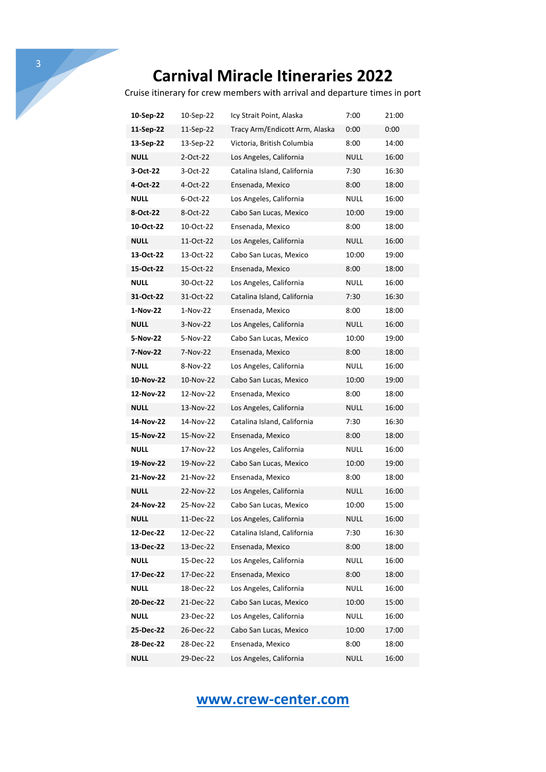# Carnival Miracle Itineraries 2022

Cruise itinerary for crew members with arrival and departure times in port

| | | | | |
|---|---|---|---|---|
| **10-Sep-22** | 10-Sep-22 | Icy Strait Point, Alaska | 7:00 | 21:00 |
| **11-Sep-22** | 11-Sep-22 | Tracy Arm/Endicott Arm, Alaska | 0:00 | 0:00 |
| **13-Sep-22** | 13-Sep-22 | Victoria, British Columbia | 8:00 | 14:00 |
| **NULL** | 2-Oct-22 | Los Angeles, California | NULL | 16:00 |
| **3-Oct-22** | 3-Oct-22 | Catalina Island, California | 7:30 | 16:30 |
| **4-Oct-22** | 4-Oct-22 | Ensenada, Mexico | 8:00 | 18:00 |
| **NULL** | 6-Oct-22 | Los Angeles, California | NULL | 16:00 |
| **8-Oct-22** | 8-Oct-22 | Cabo San Lucas, Mexico | 10:00 | 19:00 |
| **10-Oct-22** | 10-Oct-22 | Ensenada, Mexico | 8:00 | 18:00 |
| **NULL** | 11-Oct-22 | Los Angeles, California | NULL | 16:00 |
| **13-Oct-22** | 13-Oct-22 | Cabo San Lucas, Mexico | 10:00 | 19:00 |
| **15-Oct-22** | 15-Oct-22 | Ensenada, Mexico | 8:00 | 18:00 |
| **NULL** | 30-Oct-22 | Los Angeles, California | NULL | 16:00 |
| **31-Oct-22** | 31-Oct-22 | Catalina Island, California | 7:30 | 16:30 |
| **1-Nov-22** | 1-Nov-22 | Ensenada, Mexico | 8:00 | 18:00 |
| **NULL** | 3-Nov-22 | Los Angeles, California | NULL | 16:00 |
| **5-Nov-22** | 5-Nov-22 | Cabo San Lucas, Mexico | 10:00 | 19:00 |
| **7-Nov-22** | 7-Nov-22 | Ensenada, Mexico | 8:00 | 18:00 |
| **NULL** | 8-Nov-22 | Los Angeles, California | NULL | 16:00 |
| **10-Nov-22** | 10-Nov-22 | Cabo San Lucas, Mexico | 10:00 | 19:00 |
| **12-Nov-22** | 12-Nov-22 | Ensenada, Mexico | 8:00 | 18:00 |
| **NULL** | 13-Nov-22 | Los Angeles, California | NULL | 16:00 |
| **14-Nov-22** | 14-Nov-22 | Catalina Island, California | 7:30 | 16:30 |
| **15-Nov-22** | 15-Nov-22 | Ensenada, Mexico | 8:00 | 18:00 |
| **NULL** | 17-Nov-22 | Los Angeles, California | NULL | 16:00 |
| **19-Nov-22** | 19-Nov-22 | Cabo San Lucas, Mexico | 10:00 | 19:00 |
| **21-Nov-22** | 21-Nov-22 | Ensenada, Mexico | 8:00 | 18:00 |
| **NULL** | 22-Nov-22 | Los Angeles, California | NULL | 16:00 |
| **24-Nov-22** | 25-Nov-22 | Cabo San Lucas, Mexico | 10:00 | 15:00 |
| **NULL** | 11-Dec-22 | Los Angeles, California | NULL | 16:00 |
| **12-Dec-22** | 12-Dec-22 | Catalina Island, California | 7:30 | 16:30 |
| **13-Dec-22** | 13-Dec-22 | Ensenada, Mexico | 8:00 | 18:00 |
| **NULL** | 15-Dec-22 | Los Angeles, California | NULL | 16:00 |
| **17-Dec-22** | 17-Dec-22 | Ensenada, Mexico | 8:00 | 18:00 |
| **NULL** | 18-Dec-22 | Los Angeles, California | NULL | 16:00 |
| **20-Dec-22** | 21-Dec-22 | Cabo San Lucas, Mexico | 10:00 | 15:00 |
| **NULL** | 23-Dec-22 | Los Angeles, California | NULL | 16:00 |
| **25-Dec-22** | 26-Dec-22 | Cabo San Lucas, Mexico | 10:00 | 17:00 |
| **28-Dec-22** | 28-Dec-22 | Ensenada, Mexico | 8:00 | 18:00 |
| **NULL** | 29-Dec-22 | Los Angeles, California | NULL | 16:00 |

**www.crew-center.com**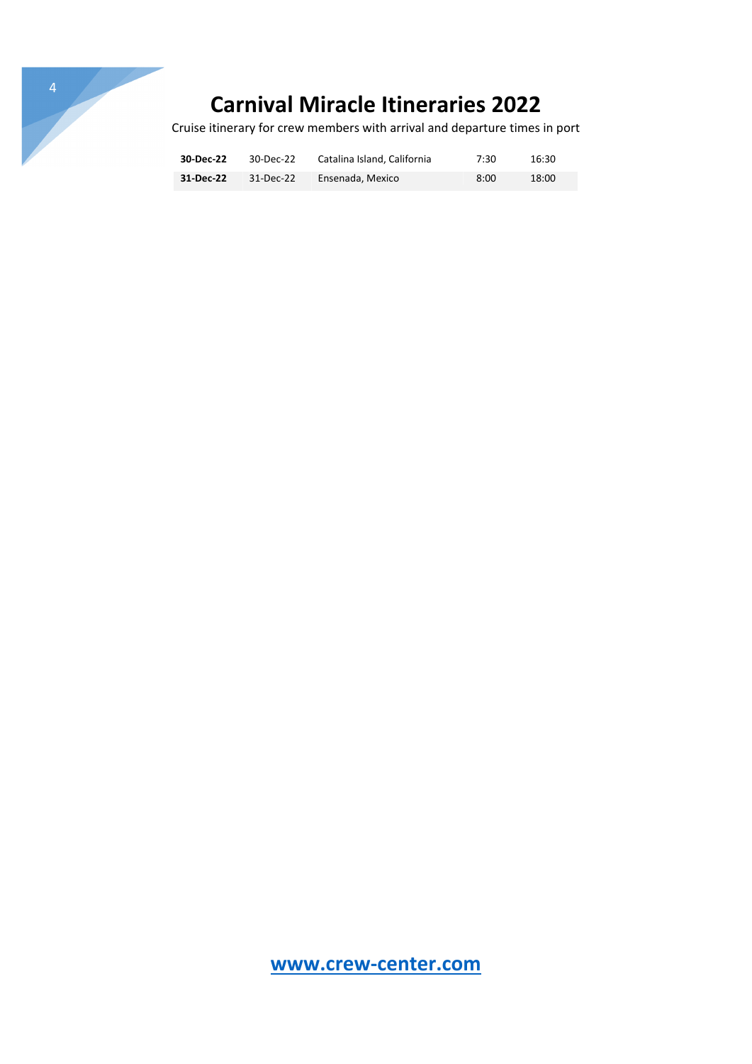# Carnival Miracle Itineraries 2022

Cruise itinerary for crew members with arrival and departure times in port

| | | | | |
|---|---|---|---|---|
| **30-Dec-22** | 30-Dec-22 | Catalina Island, California | 7:30 | 16:30 |
| **31-Dec-22** | 31-Dec-22 | Ensenada, Mexico | 8:00 | 18:00 |

**www.crew-center.com**